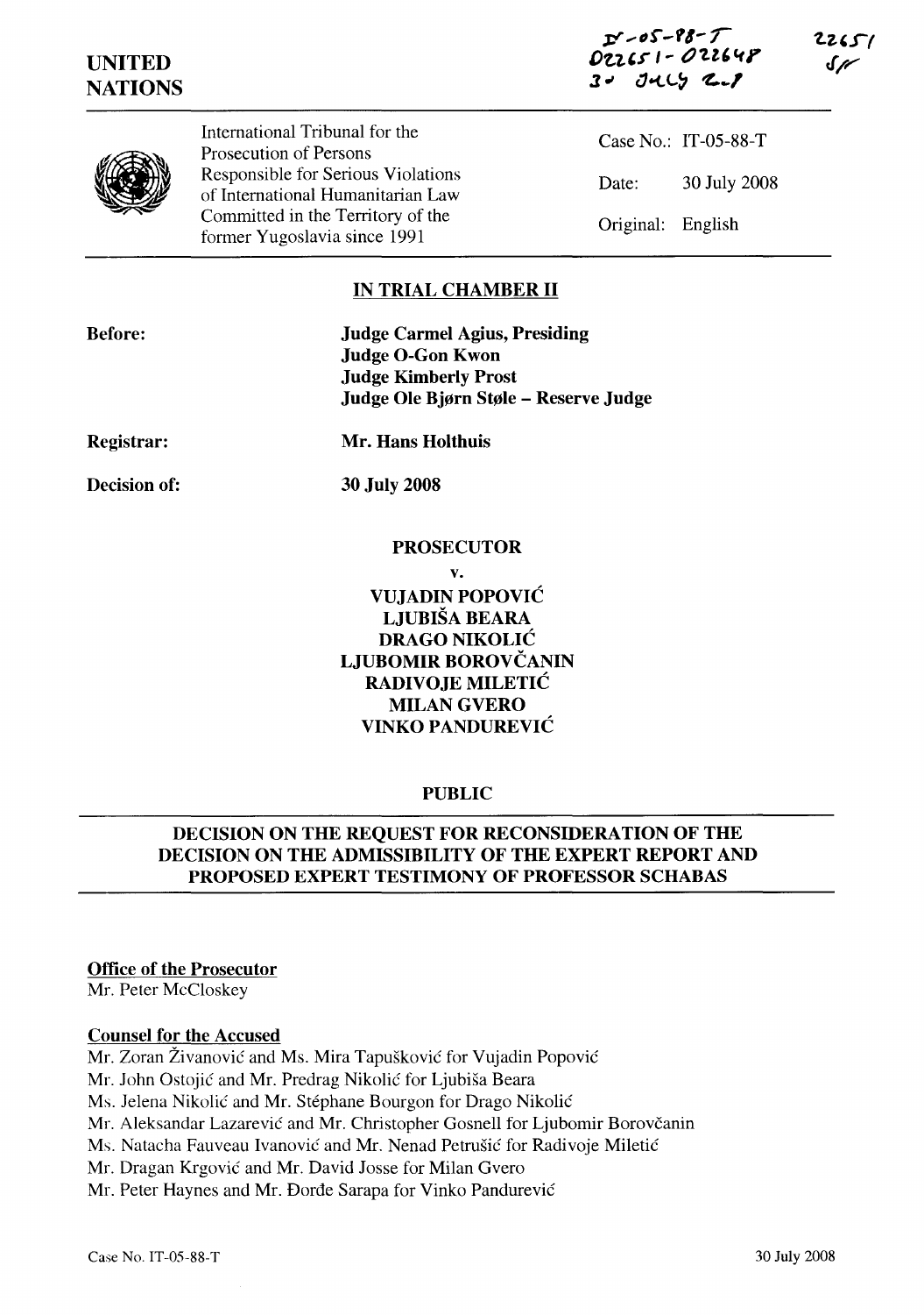IT-05-88-T
D22651 - D22648
30 JULY 2008

22651
SF

**UNITED NATIONS**

International Tribunal for the Prosecution of Persons Responsible for Serious Violations of International Humanitarian Law Committed in the Territory of the former Yugoslavia since 1991

Case No.: IT-05-88-T

Date: 30 July 2008

Original: English

## IN TRIAL CHAMBER II

**Before:**

**Judge Carmel Agius, Presiding**
**Judge O-Gon Kwon**
**Judge Kimberly Prost**
**Judge Ole Bjørn Støle – Reserve Judge**

**Registrar:** **Mr. Hans Holthuis**

**Decision of:** **30 July 2008**

**PROSECUTOR**

**v.**

**VUJADIN POPOVIĆ**
**LJUBIŠA BEARA**
**DRAGO NIKOLIĆ**
**LJUBOMIR BOROVČANIN**
**RADIVOJE MILETIĆ**
**MILAN GVERO**
**VINKO PANDUREVIĆ**

**PUBLIC**

## DECISION ON THE REQUEST FOR RECONSIDERATION OF THE DECISION ON THE ADMISSIBILITY OF THE EXPERT REPORT AND PROPOSED EXPERT TESTIMONY OF PROFESSOR SCHABAS

**Office of the Prosecutor**
Mr. Peter McCloskey

**Counsel for the Accused**
Mr. Zoran Živanović and Ms. Mira Tapušković for Vujadin Popović
Mr. John Ostojić and Mr. Predrag Nikolić for Ljubiša Beara
Ms. Jelena Nikolić and Mr. Stéphane Bourgon for Drago Nikolić
Mr. Aleksandar Lazarević and Mr. Christopher Gosnell for Ljubomir Borovčanin
Ms. Natacha Fauveau Ivanović and Mr. Nenad Petrušić for Radivoje Miletić
Mr. Dragan Krgović and Mr. David Josse for Milan Gvero
Mr. Peter Haynes and Mr. Đorđe Sarapa for Vinko Pandurević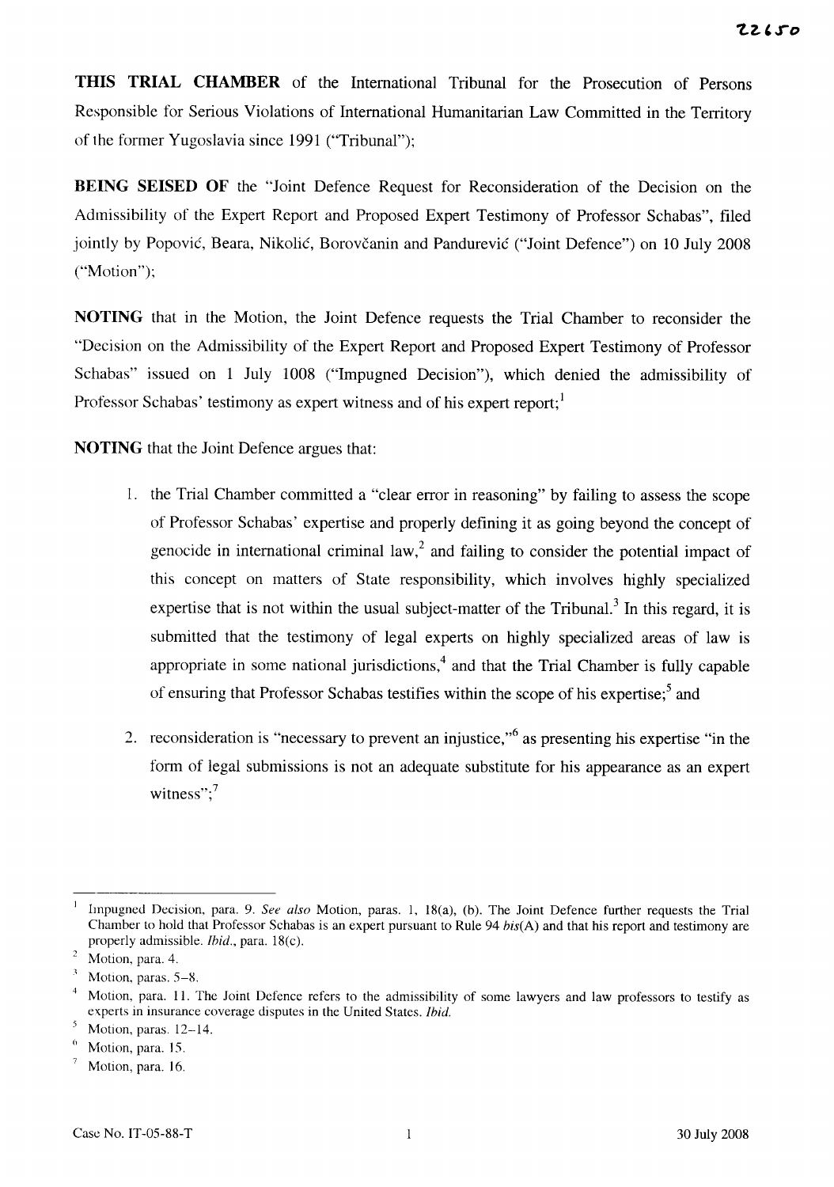**THIS TRIAL CHAMBER** of the International Tribunal for the Prosecution of Persons Responsible for Serious Violations of International Humanitarian Law Committed in the Territory of the former Yugoslavia since 1991 ("Tribunal");

**BEING SEISED OF** the "Joint Defence Request for Reconsideration of the Decision on the Admissibility of the Expert Report and Proposed Expert Testimony of Professor Schabas", filed jointly by Popović, Beara, Nikolić, Borovčanin and Pandurević ("Joint Defence") on 10 July 2008 ("Motion");

**NOTING** that in the Motion, the Joint Defence requests the Trial Chamber to reconsider the "Decision on the Admissibility of the Expert Report and Proposed Expert Testimony of Professor Schabas" issued on 1 July 1008 ("Impugned Decision"), which denied the admissibility of Professor Schabas' testimony as expert witness and of his expert report;[1]

**NOTING** that the Joint Defence argues that:

1. the Trial Chamber committed a "clear error in reasoning" by failing to assess the scope of Professor Schabas' expertise and properly defining it as going beyond the concept of genocide in international criminal law,[2] and failing to consider the potential impact of this concept on matters of State responsibility, which involves highly specialized expertise that is not within the usual subject-matter of the Tribunal.[3] In this regard, it is submitted that the testimony of legal experts on highly specialized areas of law is appropriate in some national jurisdictions,[4] and that the Trial Chamber is fully capable of ensuring that Professor Schabas testifies within the scope of his expertise;[5] and

2. reconsideration is "necessary to prevent an injustice,"[6] as presenting his expertise "in the form of legal submissions is not an adequate substitute for his appearance as an expert witness";[7]

---

[1] Impugned Decision, para. 9. *See also* Motion, paras. 1, 18(a), (b). The Joint Defence further requests the Trial Chamber to hold that Professor Schabas is an expert pursuant to Rule 94 *bis*(A) and that his report and testimony are properly admissible. *Ibid.*, para. 18(c).

[2] Motion, para. 4.

[3] Motion, paras. 5–8.

[4] Motion, para. 11. The Joint Defence refers to the admissibility of some lawyers and law professors to testify as experts in insurance coverage disputes in the United States. *Ibid.*

[5] Motion, paras. 12–14.

[6] Motion, para. 15.

[7] Motion, para. 16.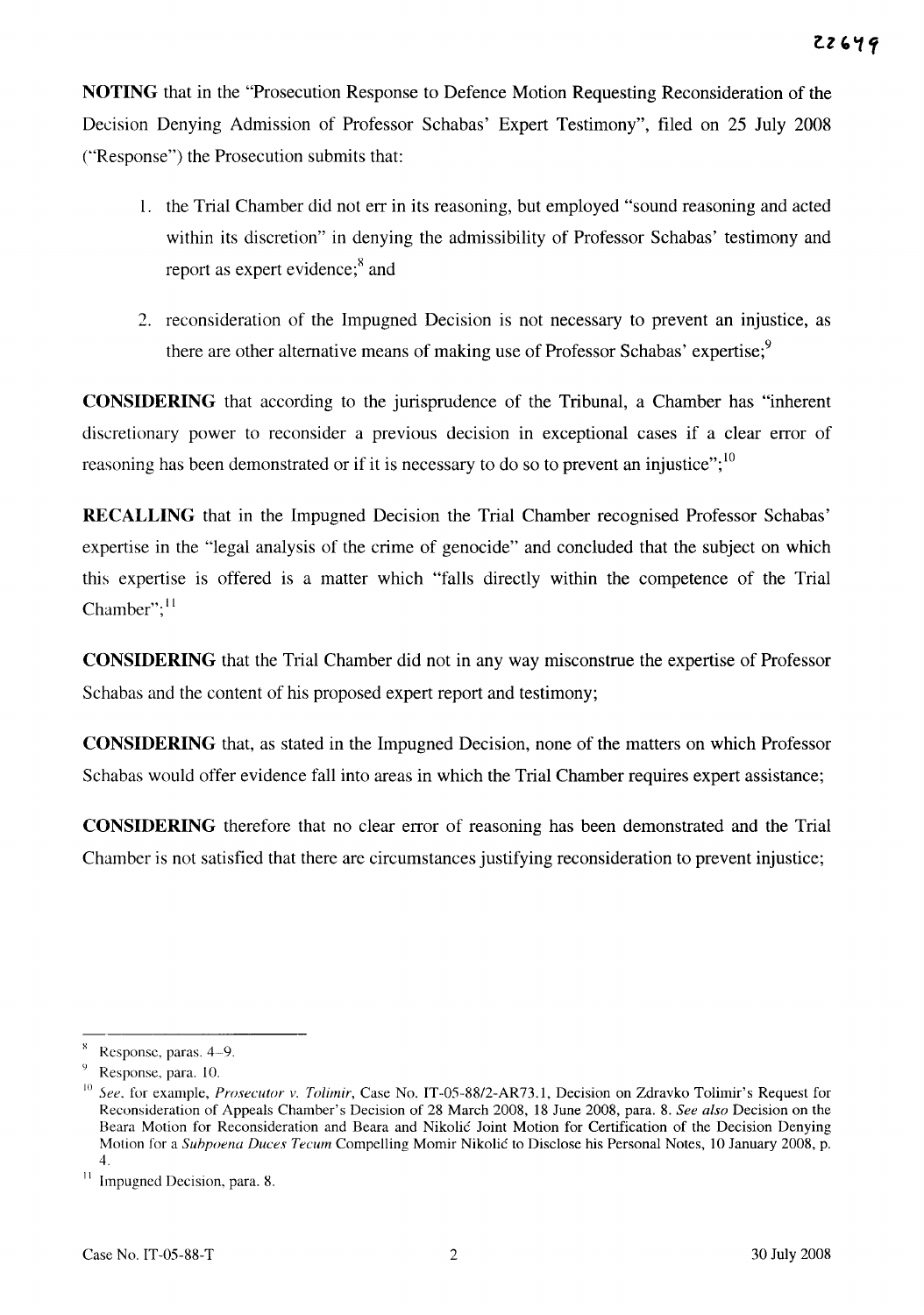**NOTING** that in the "Prosecution Response to Defence Motion Requesting Reconsideration of the Decision Denying Admission of Professor Schabas' Expert Testimony", filed on 25 July 2008 ("Response") the Prosecution submits that:

1. the Trial Chamber did not err in its reasoning, but employed "sound reasoning and acted within its discretion" in denying the admissibility of Professor Schabas' testimony and report as expert evidence;[8] and

2. reconsideration of the Impugned Decision is not necessary to prevent an injustice, as there are other alternative means of making use of Professor Schabas' expertise;[9]

**CONSIDERING** that according to the jurisprudence of the Tribunal, a Chamber has "inherent discretionary power to reconsider a previous decision in exceptional cases if a clear error of reasoning has been demonstrated or if it is necessary to do so to prevent an injustice";[10]

**RECALLING** that in the Impugned Decision the Trial Chamber recognised Professor Schabas' expertise in the "legal analysis of the crime of genocide" and concluded that the subject on which this expertise is offered is a matter which "falls directly within the competence of the Trial Chamber";[11]

**CONSIDERING** that the Trial Chamber did not in any way misconstrue the expertise of Professor Schabas and the content of his proposed expert report and testimony;

**CONSIDERING** that, as stated in the Impugned Decision, none of the matters on which Professor Schabas would offer evidence fall into areas in which the Trial Chamber requires expert assistance;

**CONSIDERING** therefore that no clear error of reasoning has been demonstrated and the Trial Chamber is not satisfied that there are circumstances justifying reconsideration to prevent injustice;

---

[8] Response, paras. 4–9.

[9] Response, para. 10.

[10] *See*, for example, *Prosecutor v. Tolimir*, Case No. IT-05-88/2-AR73.1, Decision on Zdravko Tolimir's Request for Reconsideration of Appeals Chamber's Decision of 28 March 2008, 18 June 2008, para. 8. *See also* Decision on the Beara Motion for Reconsideration and Beara and Nikolić Joint Motion for Certification of the Decision Denying Motion for a *Subpoena Duces Tecum* Compelling Momir Nikolić to Disclose his Personal Notes, 10 January 2008, p. 4.

[11] Impugned Decision, para. 8.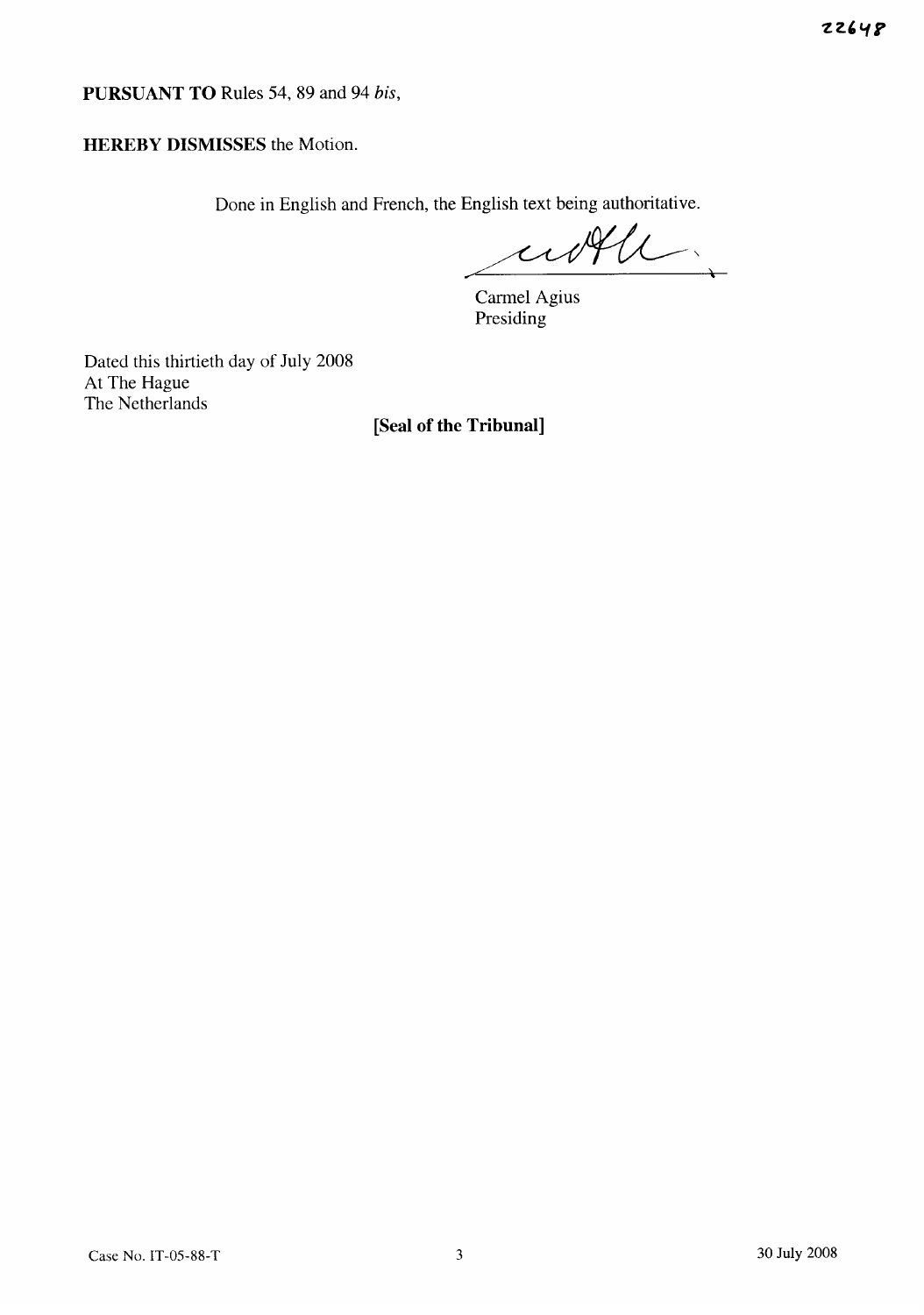**PURSUANT TO** Rules 54, 89 and 94 *bis*,

**HEREBY DISMISSES** the Motion.

Done in English and French, the English text being authoritative.

Carmel Agius
Presiding

Dated this thirtieth day of July 2008
At The Hague
The Netherlands

**[Seal of the Tribunal]**